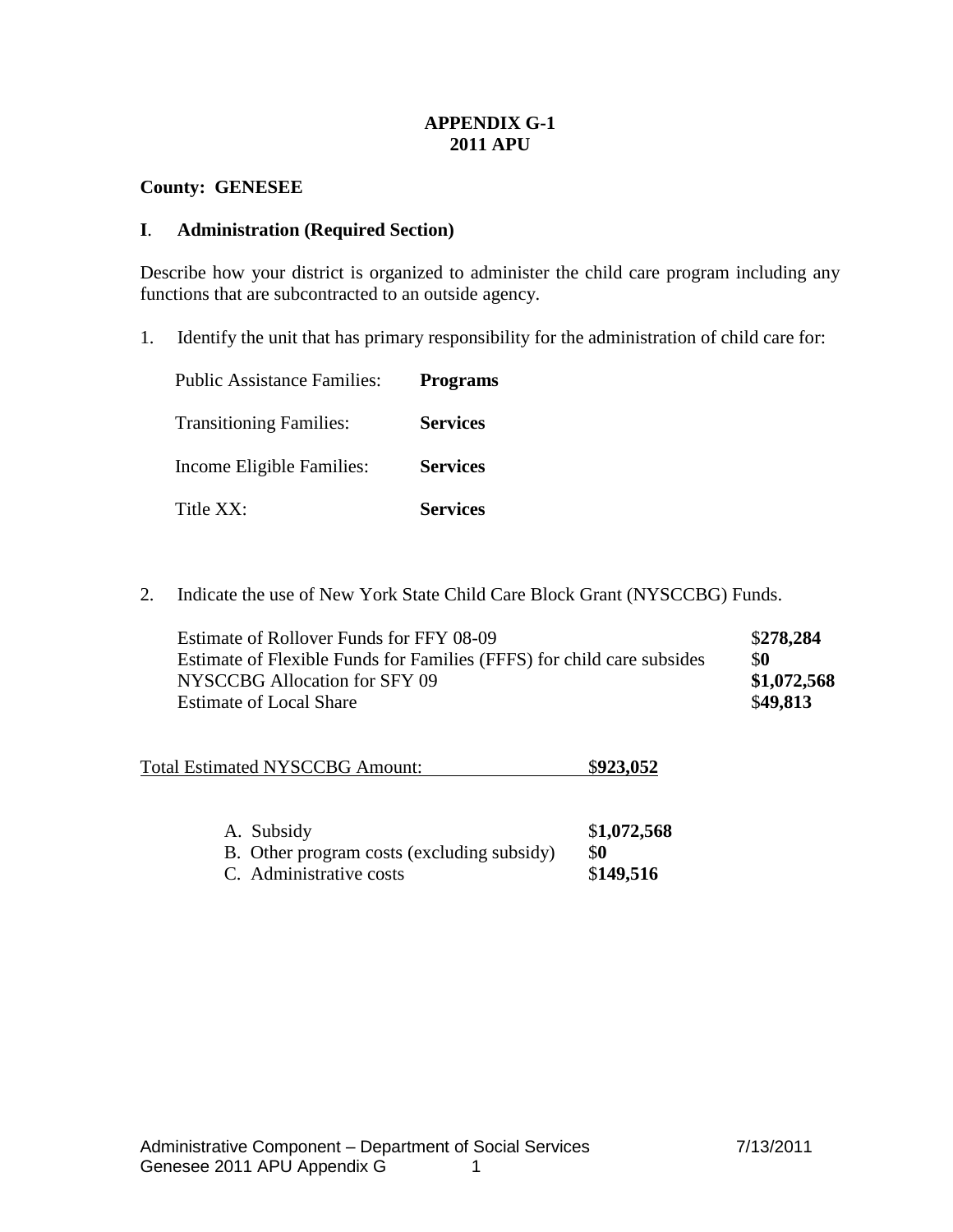**APPENDIX G-1**
**2011 APU**

**County: GENESEE**

## I. Administration (Required Section)

Describe how your district is organized to administer the child care program including any functions that are subcontracted to an outside agency.

1. Identify the unit that has primary responsibility for the administration of child care for:

| | |
|---|---|
| Public Assistance Families: | **Programs** |
| Transitioning Families: | **Services** |
| Income Eligible Families: | **Services** |
| Title XX: | **Services** |

2. Indicate the use of New York State Child Care Block Grant (NYSCCBG) Funds.

| | |
|---|---|
| Estimate of Rollover Funds for FFY 08-09 | $**278,284** |
| Estimate of Flexible Funds for Families (FFFS) for child care subsides | $**0** |
| NYSCCBG Allocation for SFY 09 | **$1,072,568** |
| Estimate of Local Share | $**49,813** |

Total Estimated NYSCCBG Amount: $**923,052**

| | |
|---|---|
| A. Subsidy | $**1,072,568** |
| B. Other program costs (excluding subsidy) | $**0** |
| C. Administrative costs | $**149,516** |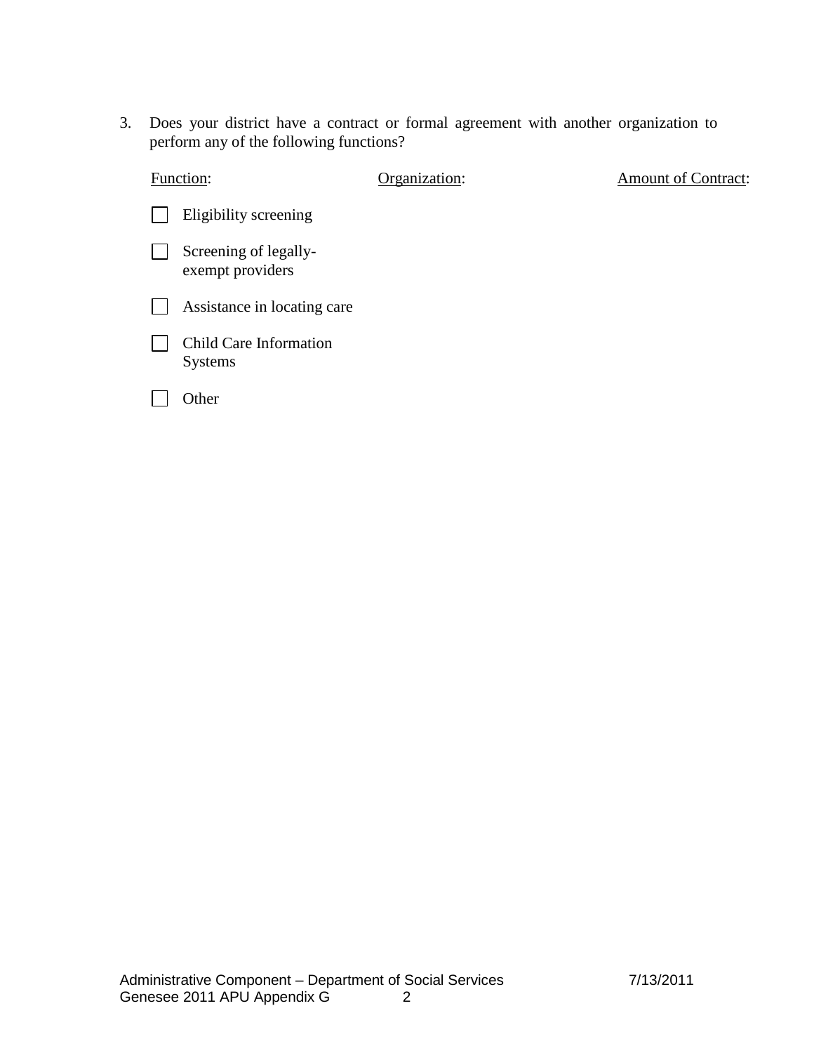3. Does your district have a contract or formal agreement with another organization to perform any of the following functions?

| Function: | Organization: | Amount of Contract: |
|---|---|---|
| ☐ Eligibility screening | | |
| ☐ Screening of legally-exempt providers | | |
| ☐ Assistance in locating care | | |
| ☐ Child Care Information Systems | | |
| ☐ Other | | |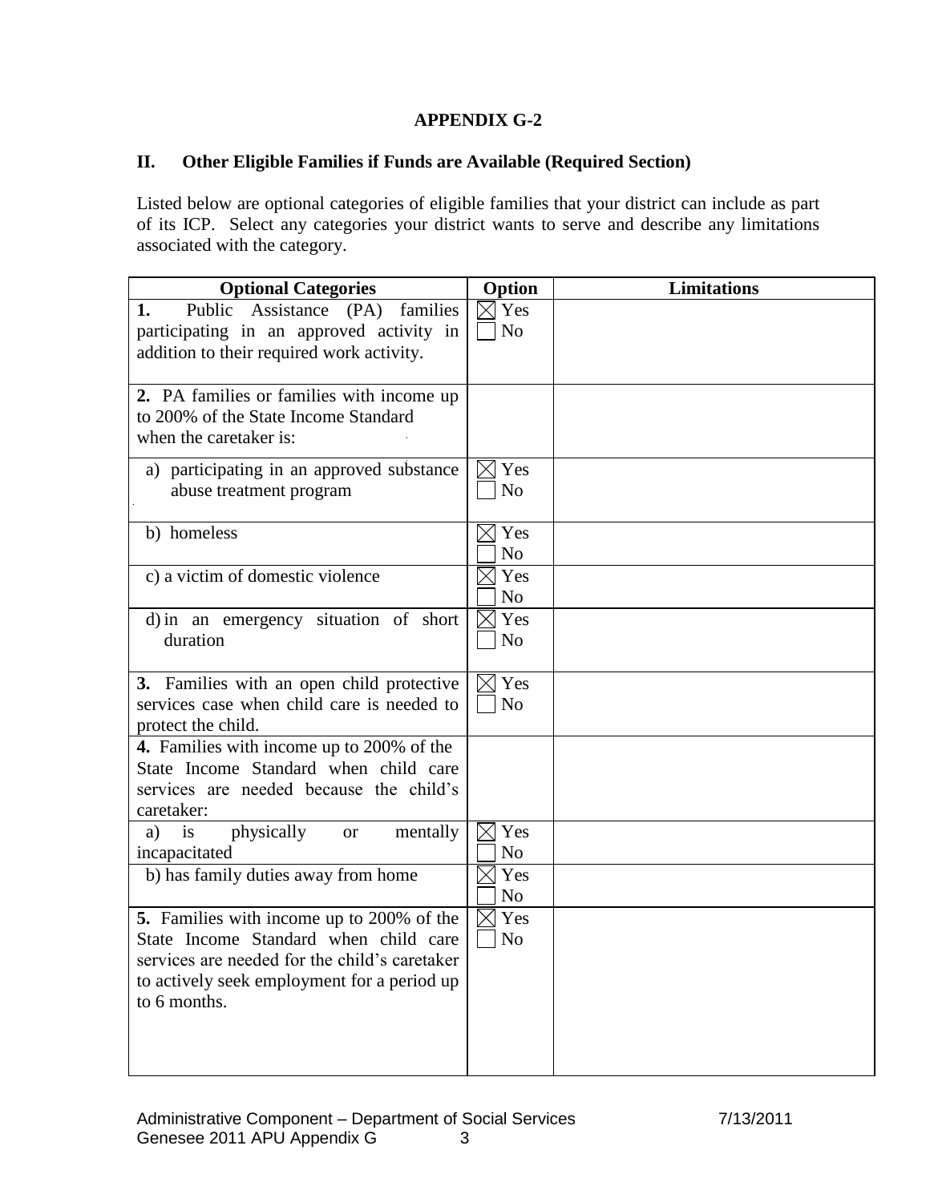**APPENDIX G-2**

**II. Other Eligible Families if Funds are Available (Required Section)**

Listed below are optional categories of eligible families that your district can include as part of its ICP. Select any categories your district wants to serve and describe any limitations associated with the category.

| Optional Categories | Option | Limitations |
|---|---|---|
| **1.** Public Assistance (PA) families participating in an approved activity in addition to their required work activity. | ☒ Yes ☐ No | |
| **2.** PA families or families with income up to 200% of the State Income Standard when the caretaker is: | | |
| a) participating in an approved substance abuse treatment program | ☒ Yes ☐ No | |
| b) homeless | ☒ Yes ☐ No | |
| c) a victim of domestic violence | ☒ Yes ☐ No | |
| d) in an emergency situation of short duration | ☒ Yes ☐ No | |
| **3.** Families with an open child protective services case when child care is needed to protect the child. | ☒ Yes ☐ No | |
| **4.** Families with income up to 200% of the State Income Standard when child care services are needed because the child's caretaker: | | |
| a) is physically or mentally incapacitated | ☒ Yes ☐ No | |
| b) has family duties away from home | ☒ Yes ☐ No | |
| **5.** Families with income up to 200% of the State Income Standard when child care services are needed for the child's caretaker to actively seek employment for a period up to 6 months. | ☒ Yes ☐ No | |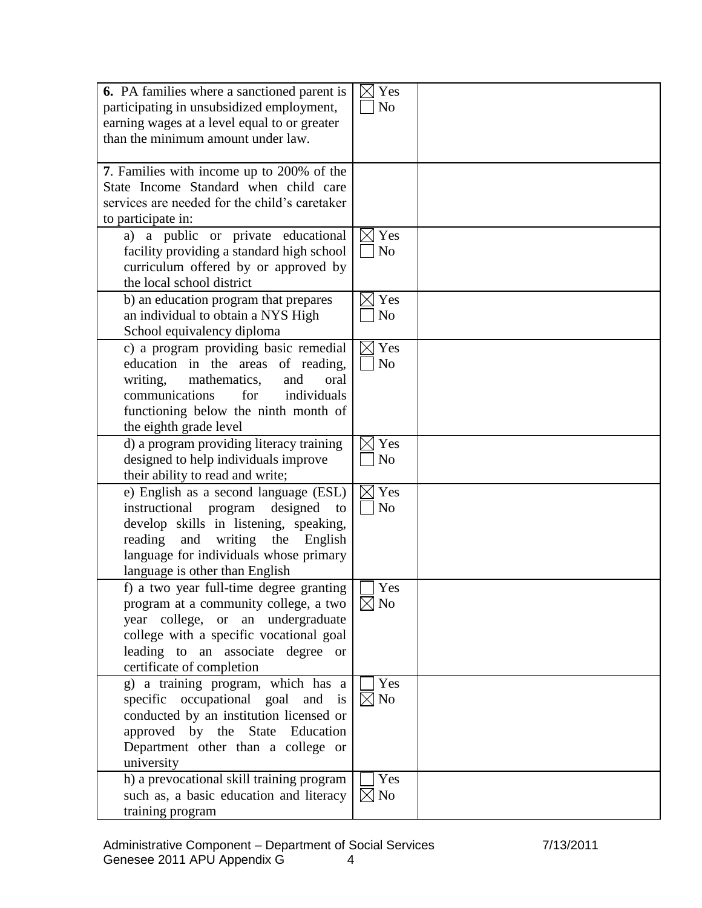| | | |
|---|---|---|
| **6.** PA families where a sanctioned parent is participating in unsubsidized employment, earning wages at a level equal to or greater than the minimum amount under law. | ☒ Yes ☐ No | |
| **7**. Families with income up to 200% of the State Income Standard when child care services are needed for the child's caretaker to participate in: | | |
| a) a public or private educational facility providing a standard high school curriculum offered by or approved by the local school district | ☒ Yes ☐ No | |
| b) an education program that prepares an individual to obtain a NYS High School equivalency diploma | ☒ Yes ☐ No | |
| c) a program providing basic remedial education in the areas of reading, writing, mathematics, and oral communications for individuals functioning below the ninth month of the eighth grade level | ☒ Yes ☐ No | |
| d) a program providing literacy training designed to help individuals improve their ability to read and write; | ☒ Yes ☐ No | |
| e) English as a second language (ESL) instructional program designed to develop skills in listening, speaking, reading and writing the English language for individuals whose primary language is other than English | ☒ Yes ☐ No | |
| f) a two year full-time degree granting program at a community college, a two year college, or an undergraduate college with a specific vocational goal leading to an associate degree or certificate of completion | ☐ Yes ☒ No | |
| g) a training program, which has a specific occupational goal and is conducted by an institution licensed or approved by the State Education Department other than a college or university | ☐ Yes ☒ No | |
| h) a prevocational skill training program such as, a basic education and literacy training program | ☐ Yes ☒ No | |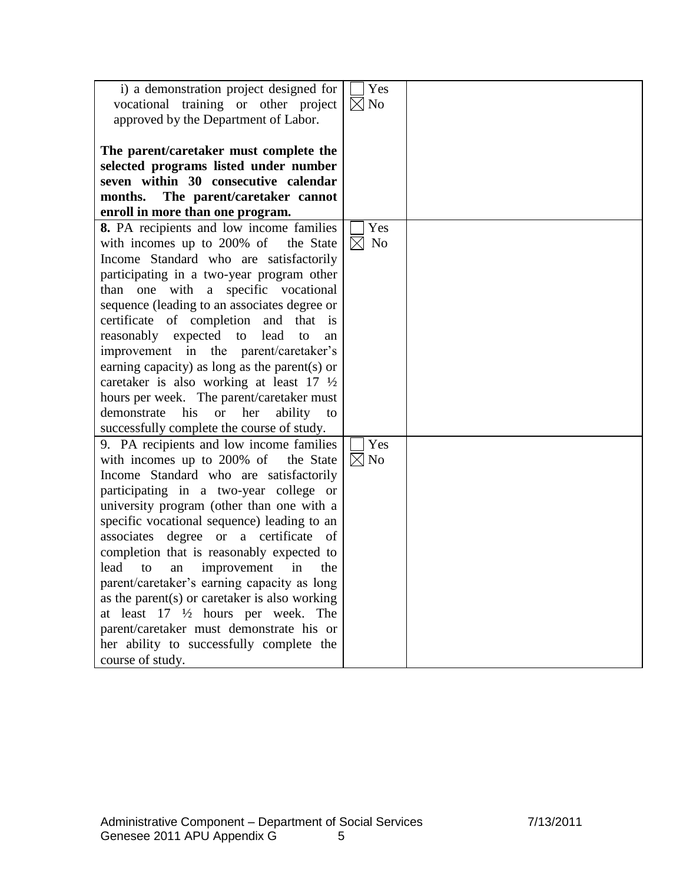| | | |
|---|---|---|
| i) a demonstration project designed for vocational training or other project approved by the Department of Labor.<br><br>**The parent/caretaker must complete the selected programs listed under number seven within 30 consecutive calendar months. The parent/caretaker cannot enroll in more than one program.** | ☐ Yes<br>☒ No | |
| **8.** PA recipients and low income families with incomes up to 200% of the State Income Standard who are satisfactorily participating in a two-year program other than one with a specific vocational sequence (leading to an associates degree or certificate of completion and that is reasonably expected to lead to an improvement in the parent/caretaker's earning capacity) as long as the parent(s) or caretaker is also working at least 17 ½ hours per week. The parent/caretaker must demonstrate his or her ability to successfully complete the course of study. | ☐ Yes<br>☒ No | |
| 9. PA recipients and low income families with incomes up to 200% of the State Income Standard who are satisfactorily participating in a two-year college or university program (other than one with a specific vocational sequence) leading to an associates degree or a certificate of completion that is reasonably expected to lead to an improvement in the parent/caretaker's earning capacity as long as the parent(s) or caretaker is also working at least 17 ½ hours per week. The parent/caretaker must demonstrate his or her ability to successfully complete the course of study. | ☐ Yes<br>☒ No | |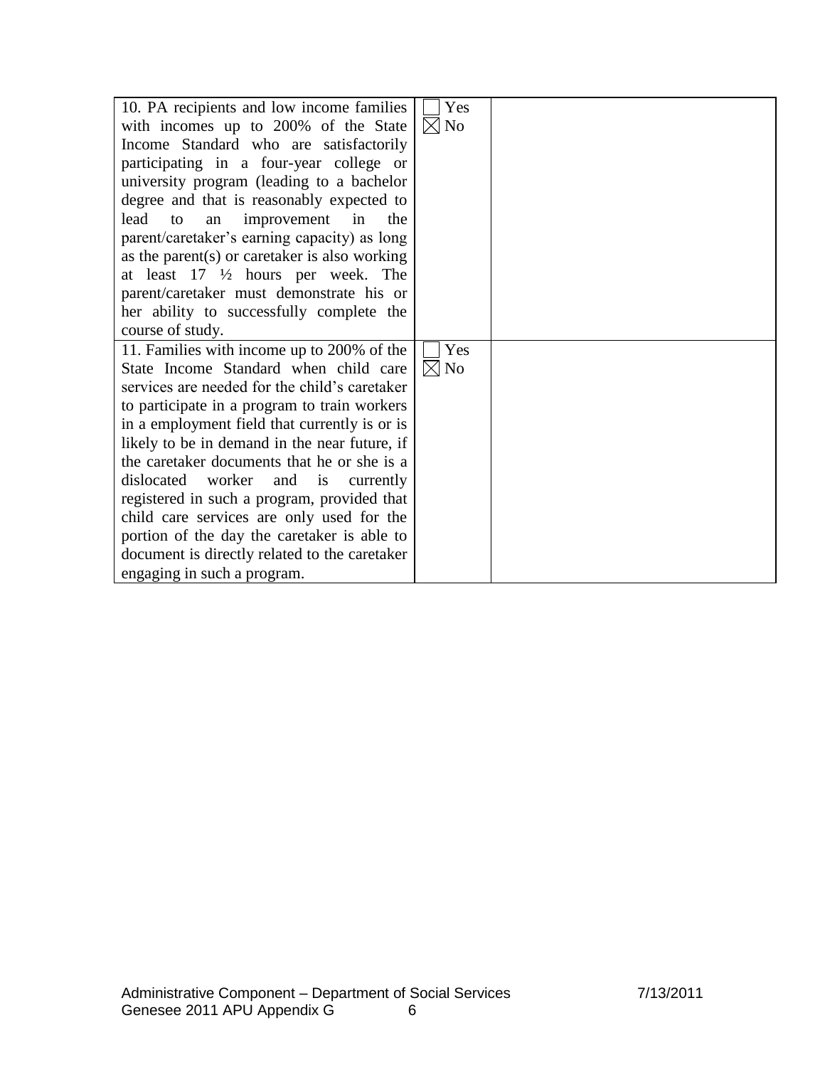| | | |
|---|---|---|
| 10. PA recipients and low income families with incomes up to 200% of the State Income Standard who are satisfactorily participating in a four-year college or university program (leading to a bachelor degree and that is reasonably expected to lead to an improvement in the parent/caretaker's earning capacity) as long as the parent(s) or caretaker is also working at least 17 ½ hours per week. The parent/caretaker must demonstrate his or her ability to successfully complete the course of study. | ☐ Yes<br>☒ No | |
| 11. Families with income up to 200% of the State Income Standard when child care services are needed for the child's caretaker to participate in a program to train workers in a employment field that currently is or is likely to be in demand in the near future, if the caretaker documents that he or she is a dislocated worker and is currently registered in such a program, provided that child care services are only used for the portion of the day the caretaker is able to document is directly related to the caretaker engaging in such a program. | ☐ Yes<br>☒ No | |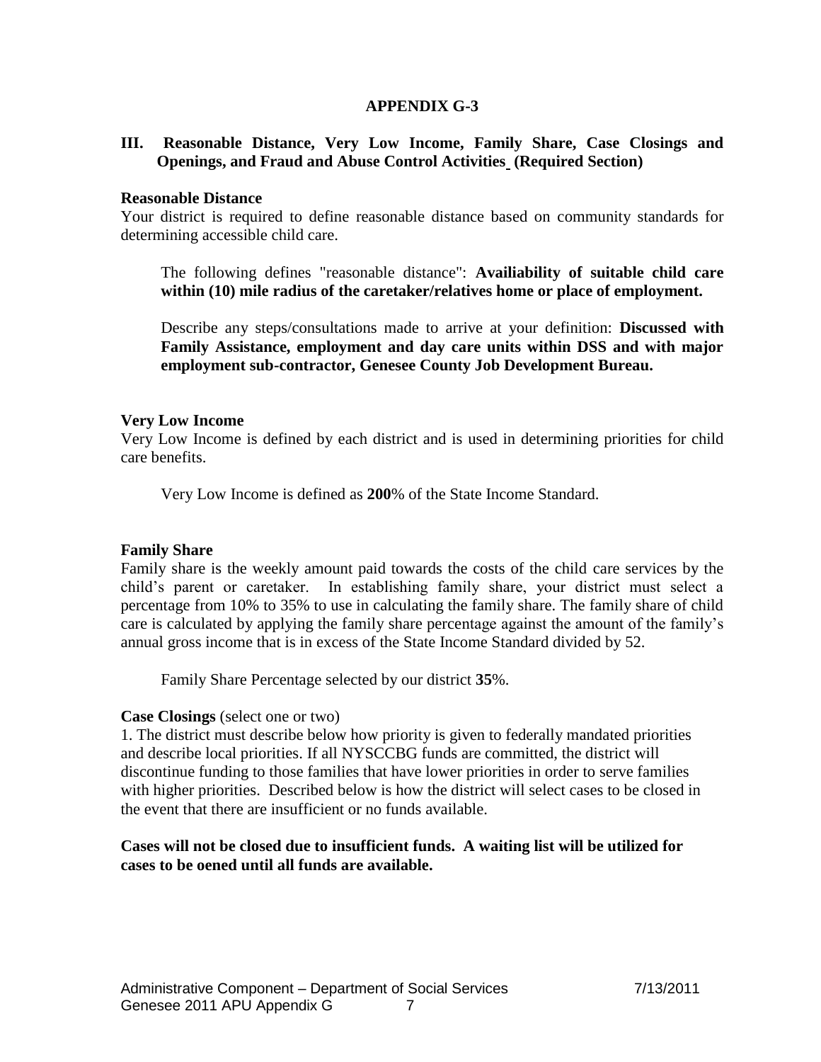## APPENDIX G-3

### III. Reasonable Distance, Very Low Income, Family Share, Case Closings and Openings, and Fraud and Abuse Control Activities (Required Section)

**Reasonable Distance**

Your district is required to define reasonable distance based on community standards for determining accessible child care.

The following defines "reasonable distance": **Availiability of suitable child care within (10) mile radius of the caretaker/relatives home or place of employment.**

Describe any steps/consultations made to arrive at your definition: **Discussed with Family Assistance, employment and day care units within DSS and with major employment sub-contractor, Genesee County Job Development Bureau.**

**Very Low Income**

Very Low Income is defined by each district and is used in determining priorities for child care benefits.

Very Low Income is defined as **200**% of the State Income Standard.

**Family Share**

Family share is the weekly amount paid towards the costs of the child care services by the child's parent or caretaker. In establishing family share, your district must select a percentage from 10% to 35% to use in calculating the family share. The family share of child care is calculated by applying the family share percentage against the amount of the family's annual gross income that is in excess of the State Income Standard divided by 52.

Family Share Percentage selected by our district **35**%.

**Case Closings** (select one or two)

1. The district must describe below how priority is given to federally mandated priorities and describe local priorities. If all NYSCCBG funds are committed, the district will discontinue funding to those families that have lower priorities in order to serve families with higher priorities. Described below is how the district will select cases to be closed in the event that there are insufficient or no funds available.

**Cases will not be closed due to insufficient funds. A waiting list will be utilized for cases to be oened until all funds are available.**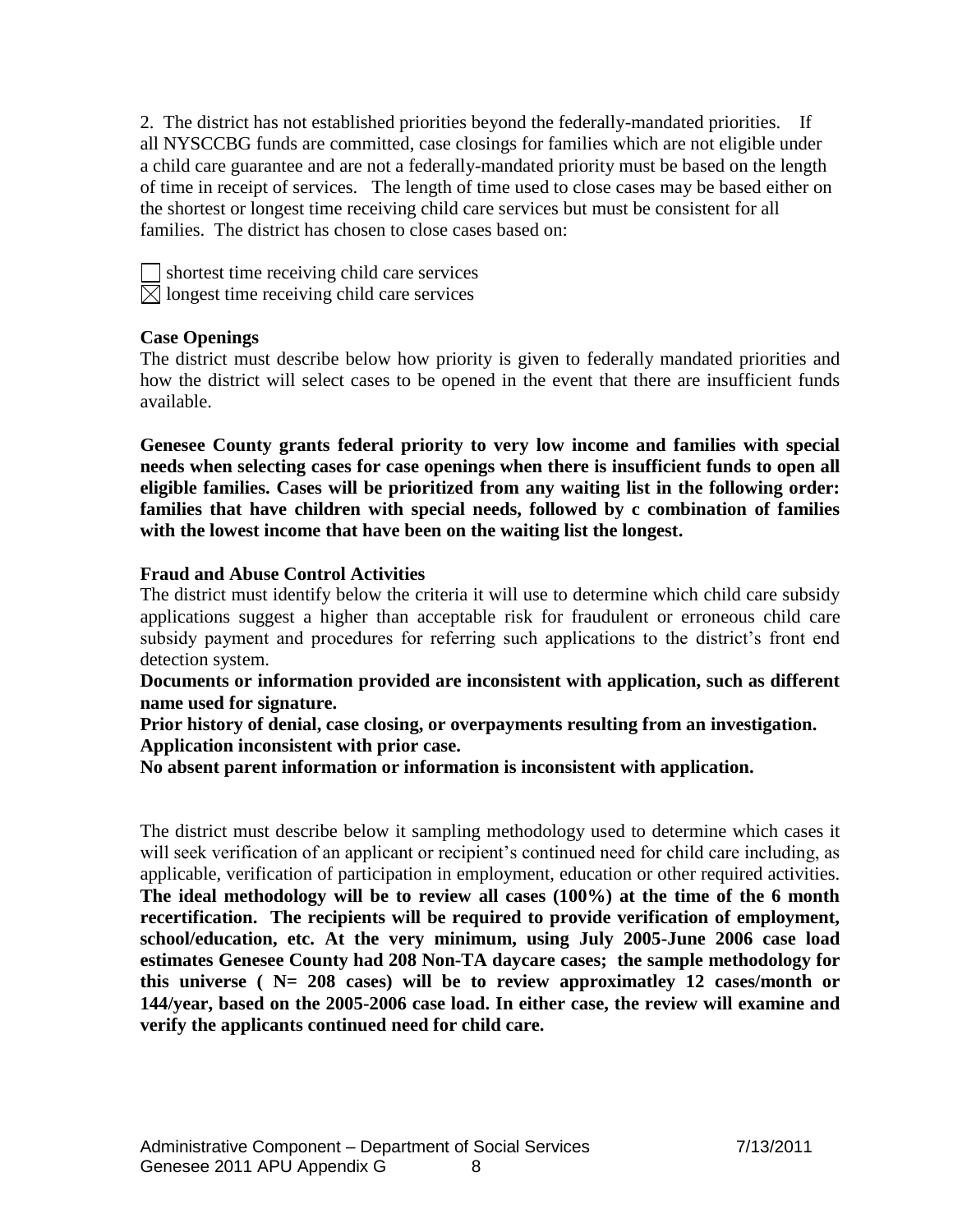2. The district has not established priorities beyond the federally-mandated priorities. If all NYSCCBG funds are committed, case closings for families which are not eligible under a child care guarantee and are not a federally-mandated priority must be based on the length of time in receipt of services. The length of time used to close cases may be based either on the shortest or longest time receiving child care services but must be consistent for all families. The district has chosen to close cases based on:

☐ shortest time receiving child care services
☒ longest time receiving child care services

**Case Openings**

The district must describe below how priority is given to federally mandated priorities and how the district will select cases to be opened in the event that there are insufficient funds available.

**Genesee County grants federal priority to very low income and families with special needs when selecting cases for case openings when there is insufficient funds to open all eligible families. Cases will be prioritized from any waiting list in the following order: families that have children with special needs, followed by c combination of families with the lowest income that have been on the waiting list the longest.**

**Fraud and Abuse Control Activities**

The district must identify below the criteria it will use to determine which child care subsidy applications suggest a higher than acceptable risk for fraudulent or erroneous child care subsidy payment and procedures for referring such applications to the district's front end detection system.

**Documents or information provided are inconsistent with application, such as different name used for signature.**

**Prior history of denial, case closing, or overpayments resulting from an investigation.**

**Application inconsistent with prior case.**

**No absent parent information or information is inconsistent with application.**

The district must describe below it sampling methodology used to determine which cases it will seek verification of an applicant or recipient's continued need for child care including, as applicable, verification of participation in employment, education or other required activities.
**The ideal methodology will be to review all cases (100%) at the time of the 6 month recertification. The recipients will be required to provide verification of employment, school/education, etc. At the very minimum, using July 2005-June 2006 case load estimates Genesee County had 208 Non-TA daycare cases; the sample methodology for this universe ( N= 208 cases) will be to review approximatley 12 cases/month or 144/year, based on the 2005-2006 case load. In either case, the review will examine and verify the applicants continued need for child care.**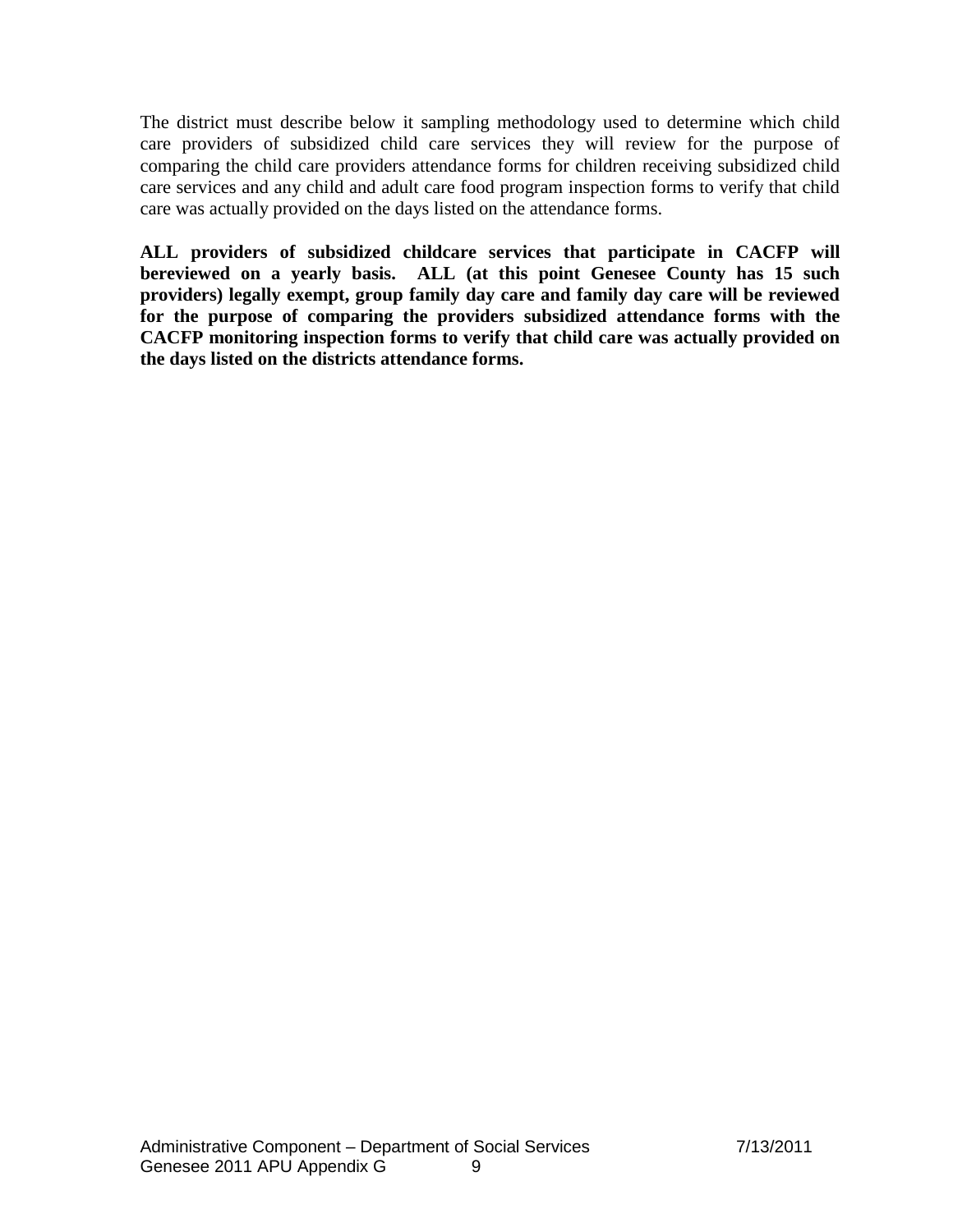The district must describe below it sampling methodology used to determine which child care providers of subsidized child care services they will review for the purpose of comparing the child care providers attendance forms for children receiving subsidized child care services and any child and adult care food program inspection forms to verify that child care was actually provided on the days listed on the attendance forms.

**ALL providers of subsidized childcare services that participate in CACFP will bereviewed on a yearly basis. ALL (at this point Genesee County has 15 such providers) legally exempt, group family day care and family day care will be reviewed for the purpose of comparing the providers subsidized attendance forms with the CACFP monitoring inspection forms to verify that child care was actually provided on the days listed on the districts attendance forms.**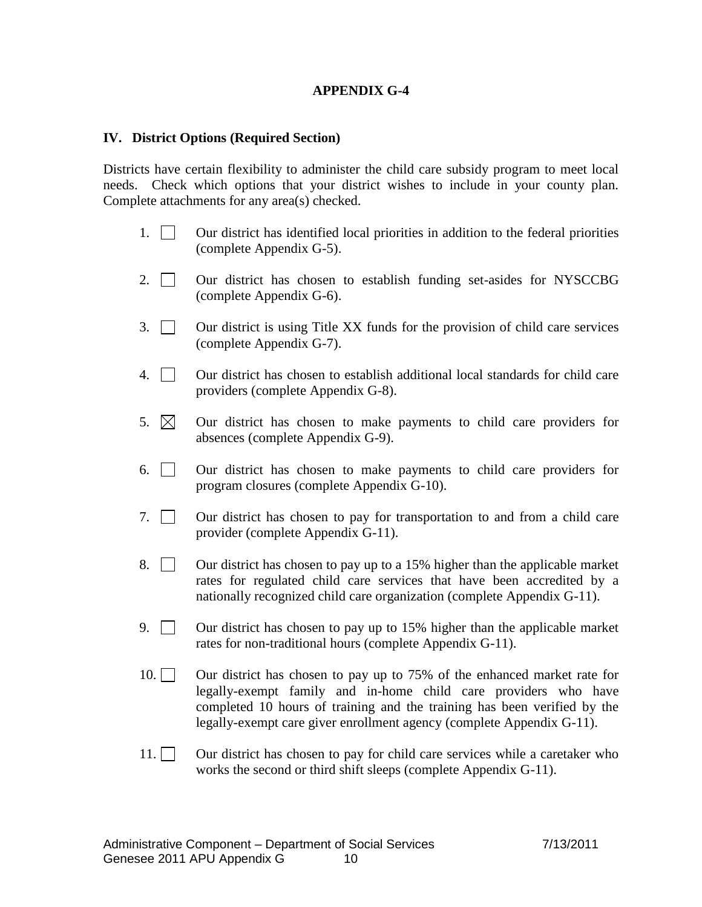## APPENDIX G-4

### IV. District Options (Required Section)

Districts have certain flexibility to administer the child care subsidy program to meet local needs. Check which options that your district wishes to include in your county plan. Complete attachments for any area(s) checked.

1. ☐ Our district has identified local priorities in addition to the federal priorities (complete Appendix G-5).

2. ☐ Our district has chosen to establish funding set-asides for NYSCCBG (complete Appendix G-6).

3. ☐ Our district is using Title XX funds for the provision of child care services (complete Appendix G-7).

4. ☐ Our district has chosen to establish additional local standards for child care providers (complete Appendix G-8).

5. ☒ Our district has chosen to make payments to child care providers for absences (complete Appendix G-9).

6. ☐ Our district has chosen to make payments to child care providers for program closures (complete Appendix G-10).

7. ☐ Our district has chosen to pay for transportation to and from a child care provider (complete Appendix G-11).

8. ☐ Our district has chosen to pay up to a 15% higher than the applicable market rates for regulated child care services that have been accredited by a nationally recognized child care organization (complete Appendix G-11).

9. ☐ Our district has chosen to pay up to 15% higher than the applicable market rates for non-traditional hours (complete Appendix G-11).

10. ☐ Our district has chosen to pay up to 75% of the enhanced market rate for legally-exempt family and in-home child care providers who have completed 10 hours of training and the training has been verified by the legally-exempt care giver enrollment agency (complete Appendix G-11).

11. ☐ Our district has chosen to pay for child care services while a caretaker who works the second or third shift sleeps (complete Appendix G-11).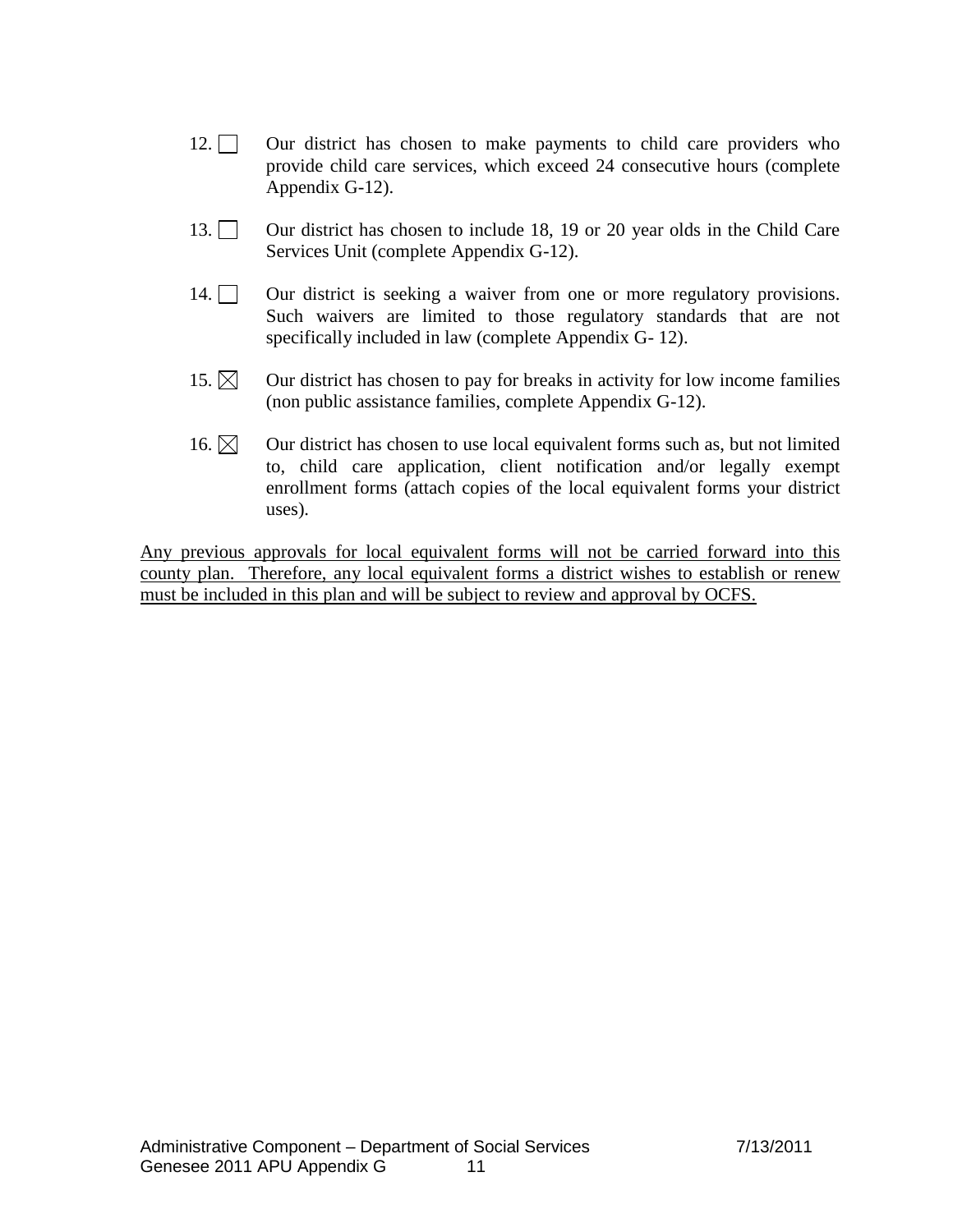12. ☐ Our district has chosen to make payments to child care providers who provide child care services, which exceed 24 consecutive hours (complete Appendix G-12).

13. ☐ Our district has chosen to include 18, 19 or 20 year olds in the Child Care Services Unit (complete Appendix G-12).

14. ☐ Our district is seeking a waiver from one or more regulatory provisions. Such waivers are limited to those regulatory standards that are not specifically included in law (complete Appendix G- 12).

15. ☒ Our district has chosen to pay for breaks in activity for low income families (non public assistance families, complete Appendix G-12).

16. ☒ Our district has chosen to use local equivalent forms such as, but not limited to, child care application, client notification and/or legally exempt enrollment forms (attach copies of the local equivalent forms your district uses).

<u>Any previous approvals for local equivalent forms will not be carried forward into this county plan. Therefore, any local equivalent forms a district wishes to establish or renew must be included in this plan and will be subject to review and approval by OCFS.</u>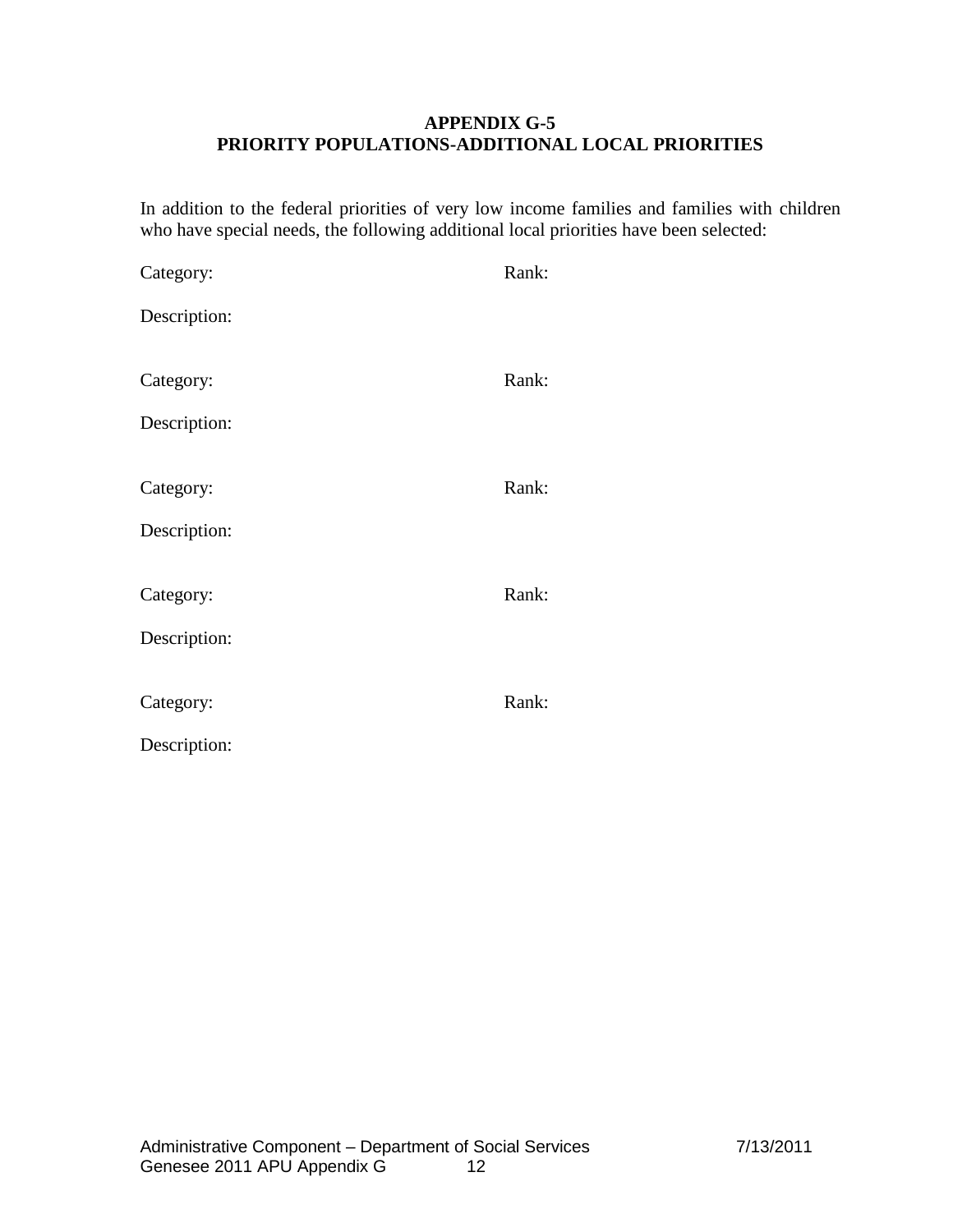## APPENDIX G-5
## PRIORITY POPULATIONS-ADDITIONAL LOCAL PRIORITIES

In addition to the federal priorities of very low income families and families with children who have special needs, the following additional local priorities have been selected:

Category: Rank:

Description:

Category: Rank:

Description:

Category: Rank:

Description:

Category: Rank:

Description:

Category: Rank:

Description: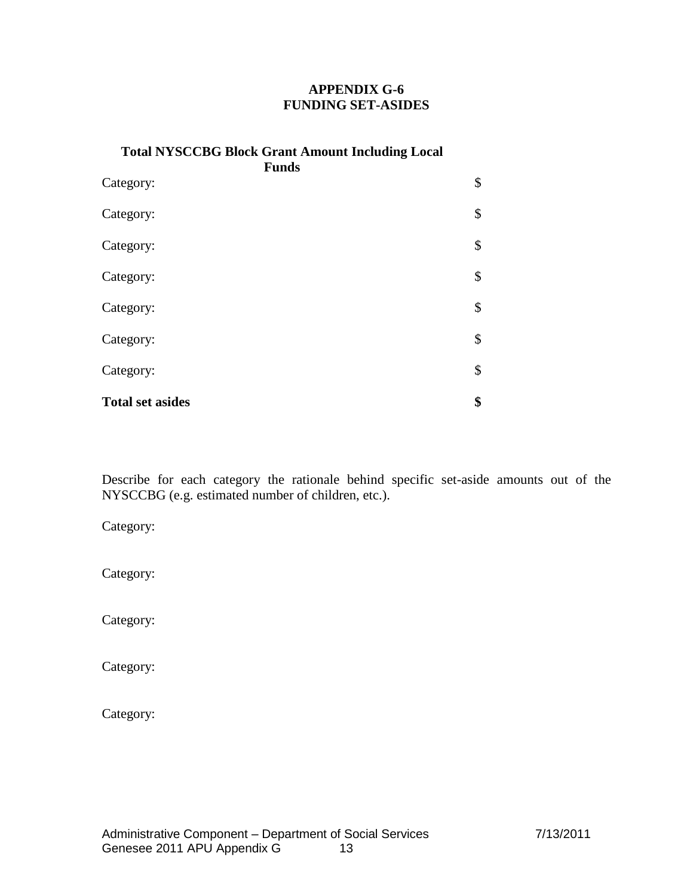# APPENDIX G-6
## FUNDING SET-ASIDES

| Total NYSCCBG Block Grant Amount Including Local Funds | |
|---|---|
| Category: | $ |
| Category: | $ |
| Category: | $ |
| Category: | $ |
| Category: | $ |
| Category: | $ |
| Category: | $ |
| **Total set asides** | **$** |

Describe for each category the rationale behind specific set-aside amounts out of the NYSCCBG (e.g. estimated number of children, etc.).

Category:

Category:

Category:

Category:

Category: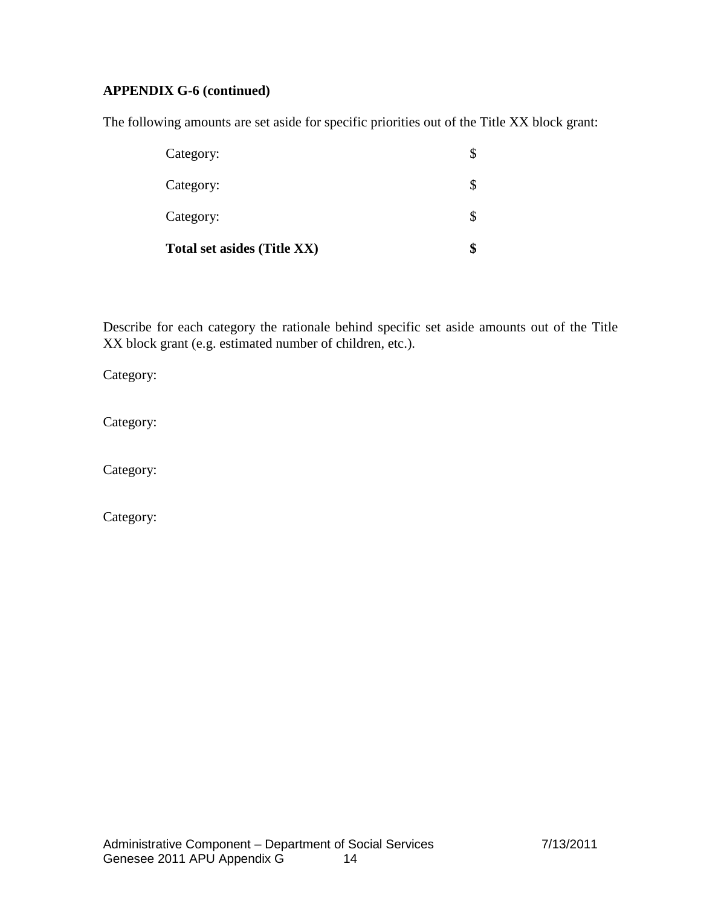**APPENDIX G-6 (continued)**

The following amounts are set aside for specific priorities out of the Title XX block grant:

| | |
|---|---|
| Category: | $ |
| Category: | $ |
| Category: | $ |
| **Total set asides (Title XX)** | **$** |

Describe for each category the rationale behind specific set aside amounts out of the Title XX block grant (e.g. estimated number of children, etc.).

Category:

Category:

Category:

Category: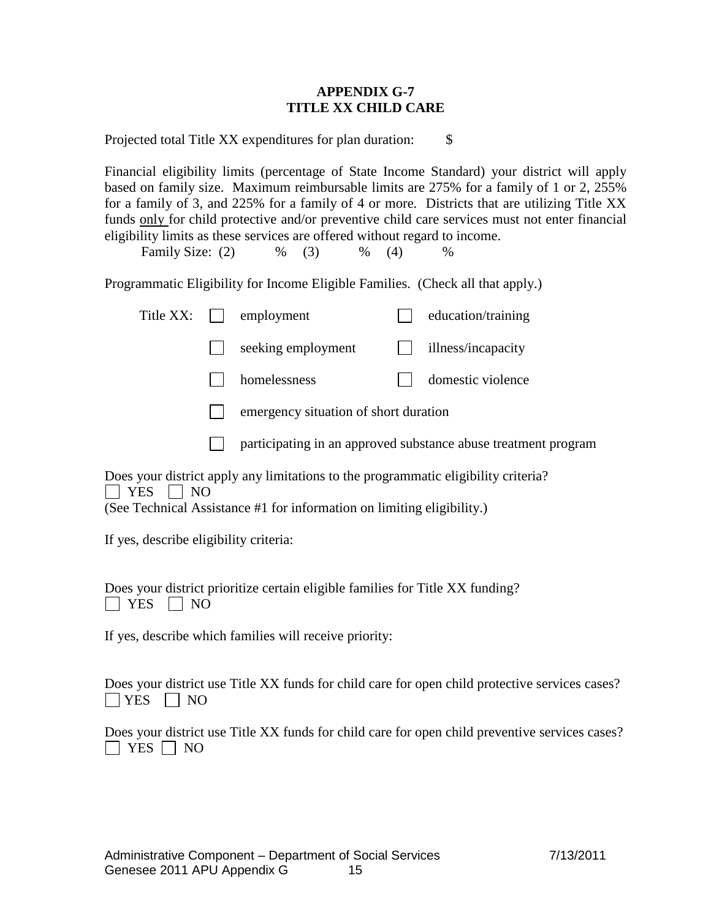**APPENDIX G-7**
**TITLE XX CHILD CARE**

Projected total Title XX expenditures for plan duration: $

Financial eligibility limits (percentage of State Income Standard) your district will apply based on family size. Maximum reimbursable limits are 275% for a family of 1 or 2, 255% for a family of 3, and 225% for a family of 4 or more. Districts that are utilizing Title XX funds only for child protective and/or preventive child care services must not enter financial eligibility limits as these services are offered without regard to income.

Family Size: (2) % (3) % (4) %

Programmatic Eligibility for Income Eligible Families. (Check all that apply.)

Title XX:

- ☐ employment
- ☐ education/training
- ☐ seeking employment
- ☐ illness/incapacity
- ☐ homelessness
- ☐ domestic violence
- ☐ emergency situation of short duration
- ☐ participating in an approved substance abuse treatment program

Does your district apply any limitations to the programmatic eligibility criteria?
☐ YES ☐ NO
(See Technical Assistance #1 for information on limiting eligibility.)

If yes, describe eligibility criteria:

Does your district prioritize certain eligible families for Title XX funding?
☐ YES ☐ NO

If yes, describe which families will receive priority:

Does your district use Title XX funds for child care for open child protective services cases?
☐ YES ☐ NO

Does your district use Title XX funds for child care for open child preventive services cases?
☐ YES ☐ NO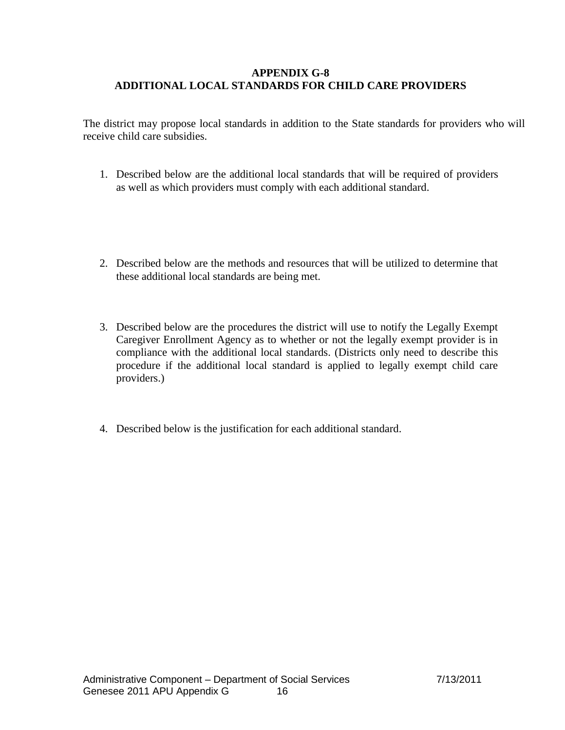## APPENDIX G-8
## ADDITIONAL LOCAL STANDARDS FOR CHILD CARE PROVIDERS

The district may propose local standards in addition to the State standards for providers who will receive child care subsidies.

1. Described below are the additional local standards that will be required of providers as well as which providers must comply with each additional standard.

2. Described below are the methods and resources that will be utilized to determine that these additional local standards are being met.

3. Described below are the procedures the district will use to notify the Legally Exempt Caregiver Enrollment Agency as to whether or not the legally exempt provider is in compliance with the additional local standards. (Districts only need to describe this procedure if the additional local standard is applied to legally exempt child care providers.)

4. Described below is the justification for each additional standard.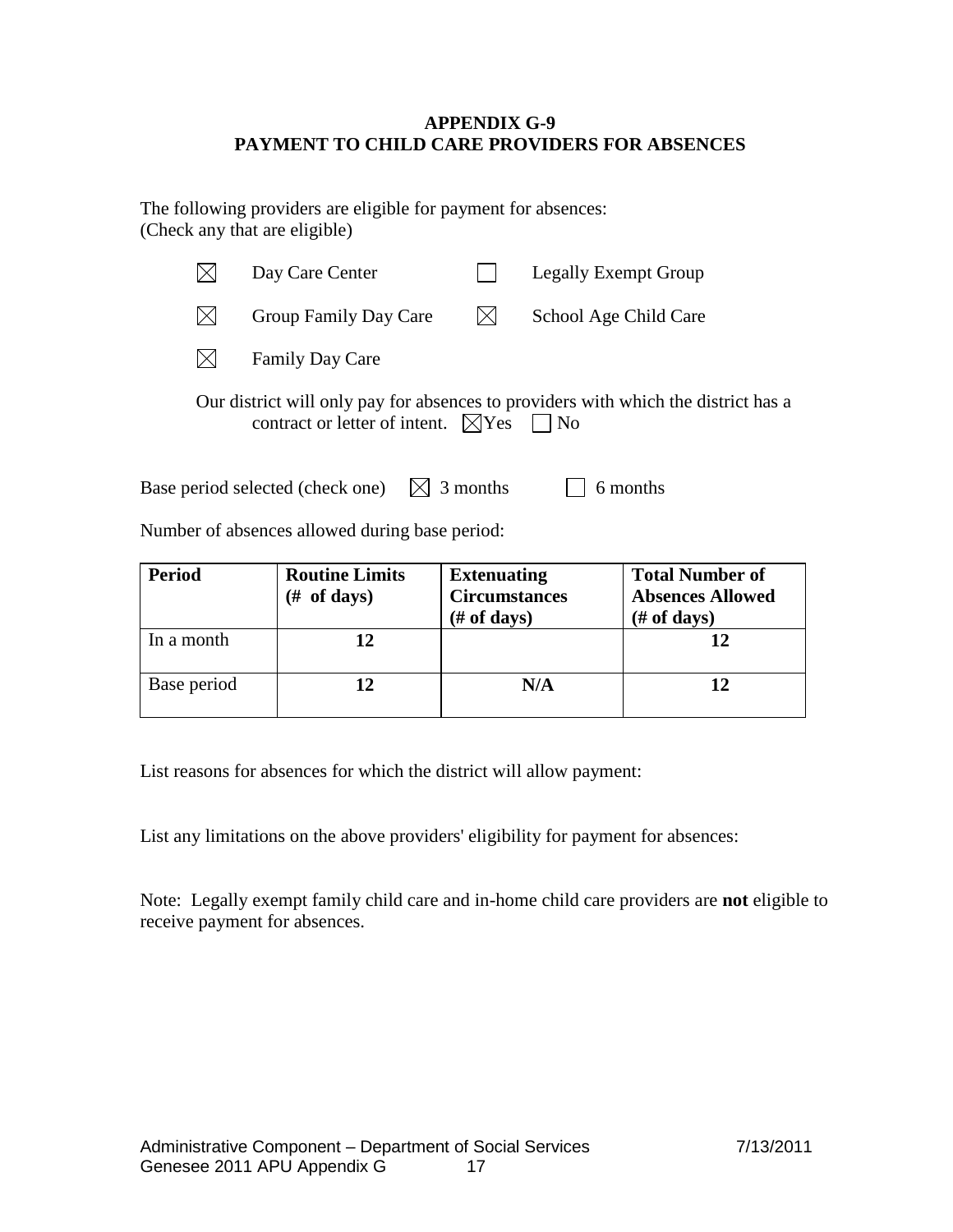# APPENDIX G-9
# PAYMENT TO CHILD CARE PROVIDERS FOR ABSENCES

The following providers are eligible for payment for absences:
(Check any that are eligible)

- ☒ Day Care Center
- ☐ Legally Exempt Group
- ☒ Group Family Day Care
- ☒ School Age Child Care
- ☒ Family Day Care

Our district will only pay for absences to providers with which the district has a contract or letter of intent. ☒Yes ☐ No

Base period selected (check one) ☒ 3 months ☐ 6 months

Number of absences allowed during base period:

| Period | Routine Limits (# of days) | Extenuating Circumstances (# of days) | Total Number of Absences Allowed (# of days) |
|---|---|---|---|
| In a month | **12** | | **12** |
| Base period | **12** | **N/A** | **12** |

List reasons for absences for which the district will allow payment:

List any limitations on the above providers' eligibility for payment for absences:

Note: Legally exempt family child care and in-home child care providers are **not** eligible to receive payment for absences.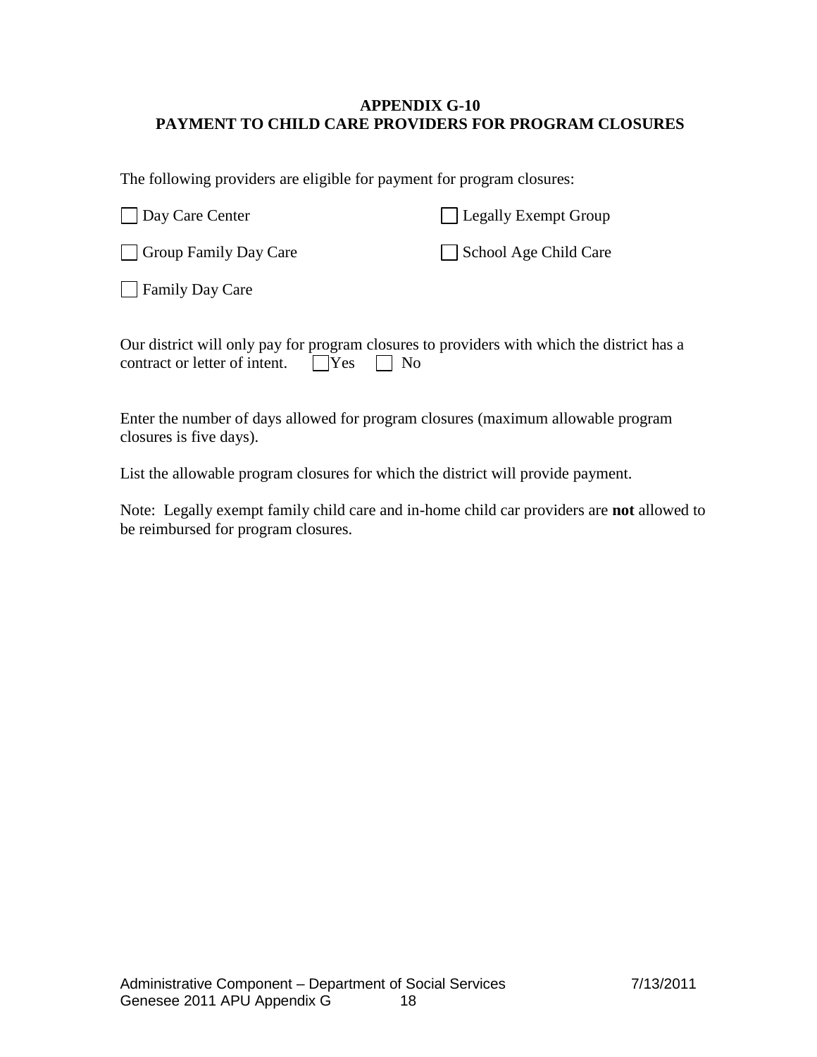## APPENDIX G-10
## PAYMENT TO CHILD CARE PROVIDERS FOR PROGRAM CLOSURES

The following providers are eligible for payment for program closures:

- [ ] Day Care Center
- [ ] Legally Exempt Group
- [ ] Group Family Day Care
- [ ] School Age Child Care
- [ ] Family Day Care

Our district will only pay for program closures to providers with which the district has a contract or letter of intent. [ ] Yes [ ] No

Enter the number of days allowed for program closures (maximum allowable program closures is five days).

List the allowable program closures for which the district will provide payment.

Note: Legally exempt family child care and in-home child car providers are **not** allowed to be reimbursed for program closures.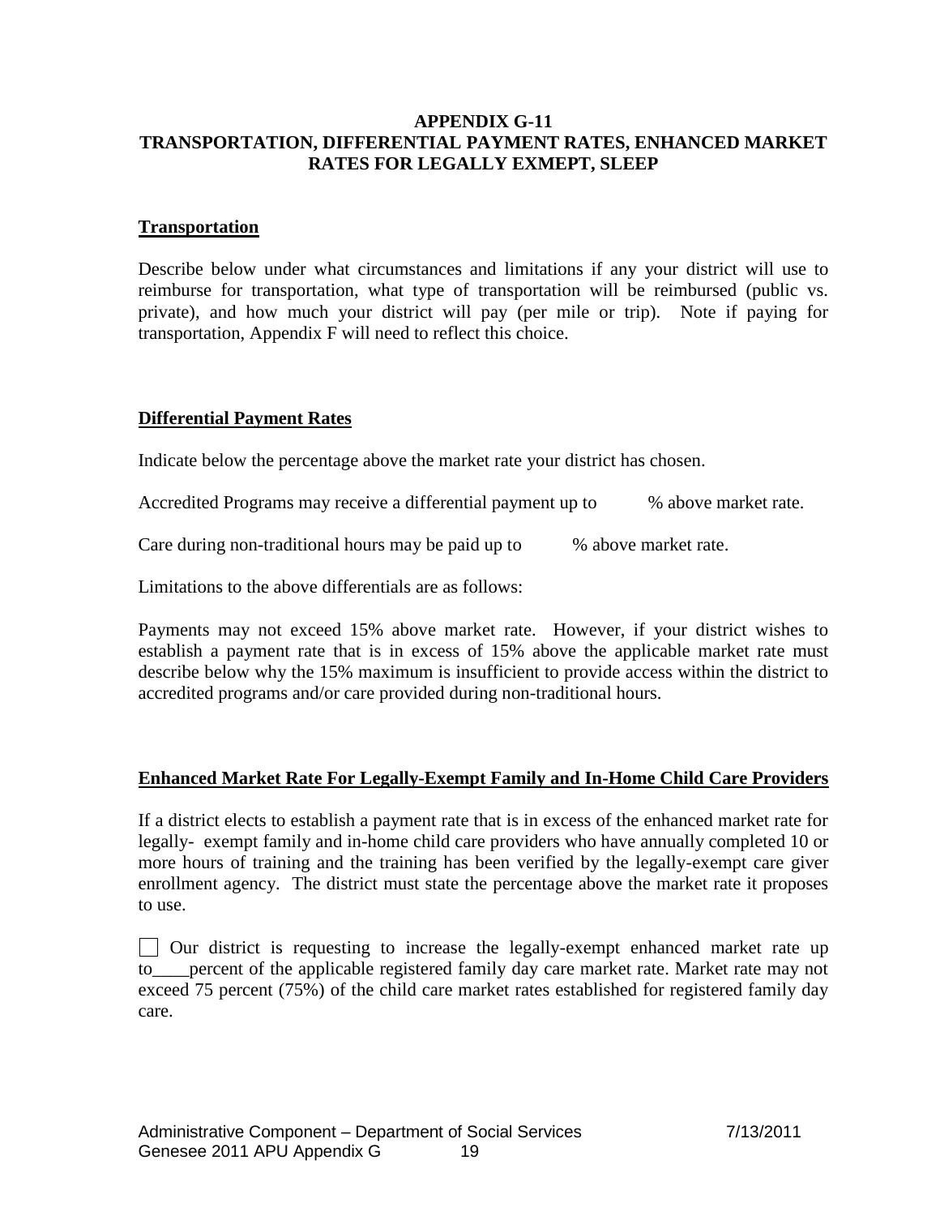# APPENDIX G-11
# TRANSPORTATION, DIFFERENTIAL PAYMENT RATES, ENHANCED MARKET RATES FOR LEGALLY EXMEPT, SLEEP

## Transportation

Describe below under what circumstances and limitations if any your district will use to reimburse for transportation, what type of transportation will be reimbursed (public vs. private), and how much your district will pay (per mile or trip). Note if paying for transportation, Appendix F will need to reflect this choice.

## Differential Payment Rates

Indicate below the percentage above the market rate your district has chosen.

Accredited Programs may receive a differential payment up to      % above market rate.

Care during non-traditional hours may be paid up to      % above market rate.

Limitations to the above differentials are as follows:

Payments may not exceed 15% above market rate. However, if your district wishes to establish a payment rate that is in excess of 15% above the applicable market rate must describe below why the 15% maximum is insufficient to provide access within the district to accredited programs and/or care provided during non-traditional hours.

## Enhanced Market Rate For Legally-Exempt Family and In-Home Child Care Providers

If a district elects to establish a payment rate that is in excess of the enhanced market rate for legally- exempt family and in-home child care providers who have annually completed 10 or more hours of training and the training has been verified by the legally-exempt care giver enrollment agency. The district must state the percentage above the market rate it proposes to use.

☐ Our district is requesting to increase the legally-exempt enhanced market rate up to____percent of the applicable registered family day care market rate. Market rate may not exceed 75 percent (75%) of the child care market rates established for registered family day care.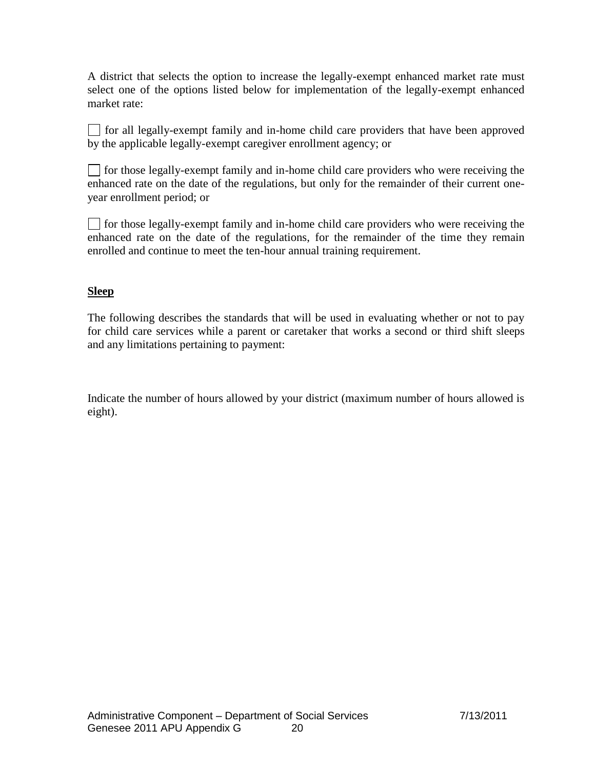A district that selects the option to increase the legally-exempt enhanced market rate must select one of the options listed below for implementation of the legally-exempt enhanced market rate:

☐ for all legally-exempt family and in-home child care providers that have been approved by the applicable legally-exempt caregiver enrollment agency; or

☐ for those legally-exempt family and in-home child care providers who were receiving the enhanced rate on the date of the regulations, but only for the remainder of their current one-year enrollment period; or

☐ for those legally-exempt family and in-home child care providers who were receiving the enhanced rate on the date of the regulations, for the remainder of the time they remain enrolled and continue to meet the ten-hour annual training requirement.

**Sleep**

The following describes the standards that will be used in evaluating whether or not to pay for child care services while a parent or caretaker that works a second or third shift sleeps and any limitations pertaining to payment:

Indicate the number of hours allowed by your district (maximum number of hours allowed is eight).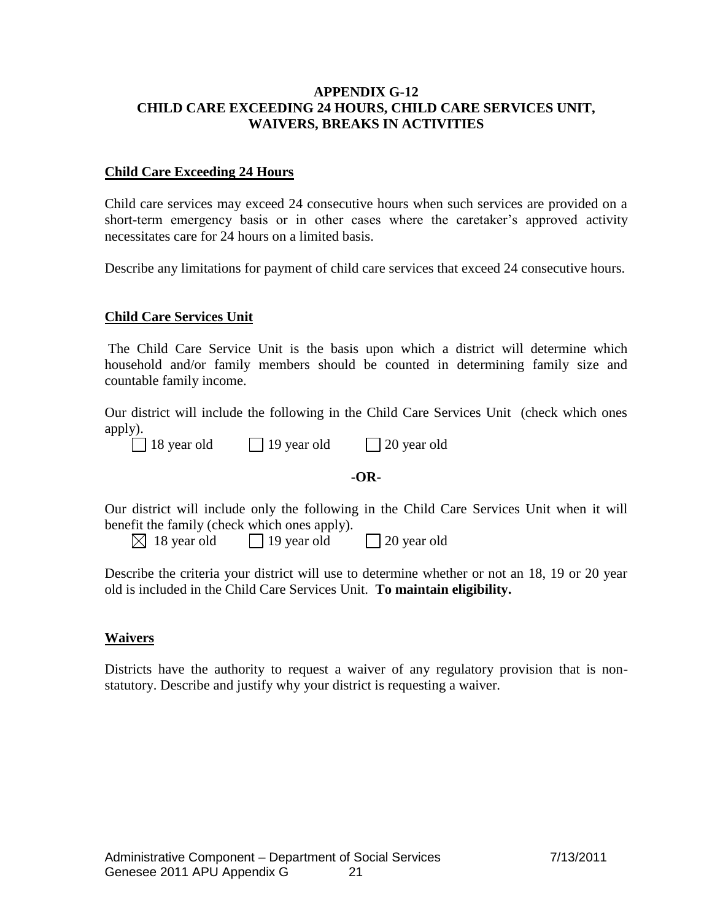# APPENDIX G-12
# CHILD CARE EXCEEDING 24 HOURS, CHILD CARE SERVICES UNIT, WAIVERS, BREAKS IN ACTIVITIES

## Child Care Exceeding 24 Hours

Child care services may exceed 24 consecutive hours when such services are provided on a short-term emergency basis or in other cases where the caretaker's approved activity necessitates care for 24 hours on a limited basis.

Describe any limitations for payment of child care services that exceed 24 consecutive hours.

## Child Care Services Unit

The Child Care Service Unit is the basis upon which a district will determine which household and/or family members should be counted in determining family size and countable family income.

Our district will include the following in the Child Care Services Unit (check which ones apply).

☐ 18 year old ☐ 19 year old ☐ 20 year old

**-OR-**

Our district will include only the following in the Child Care Services Unit when it will benefit the family (check which ones apply).

☒ 18 year old ☐ 19 year old ☐ 20 year old

Describe the criteria your district will use to determine whether or not an 18, 19 or 20 year old is included in the Child Care Services Unit. **To maintain eligibility.**

## Waivers

Districts have the authority to request a waiver of any regulatory provision that is non-statutory. Describe and justify why your district is requesting a waiver.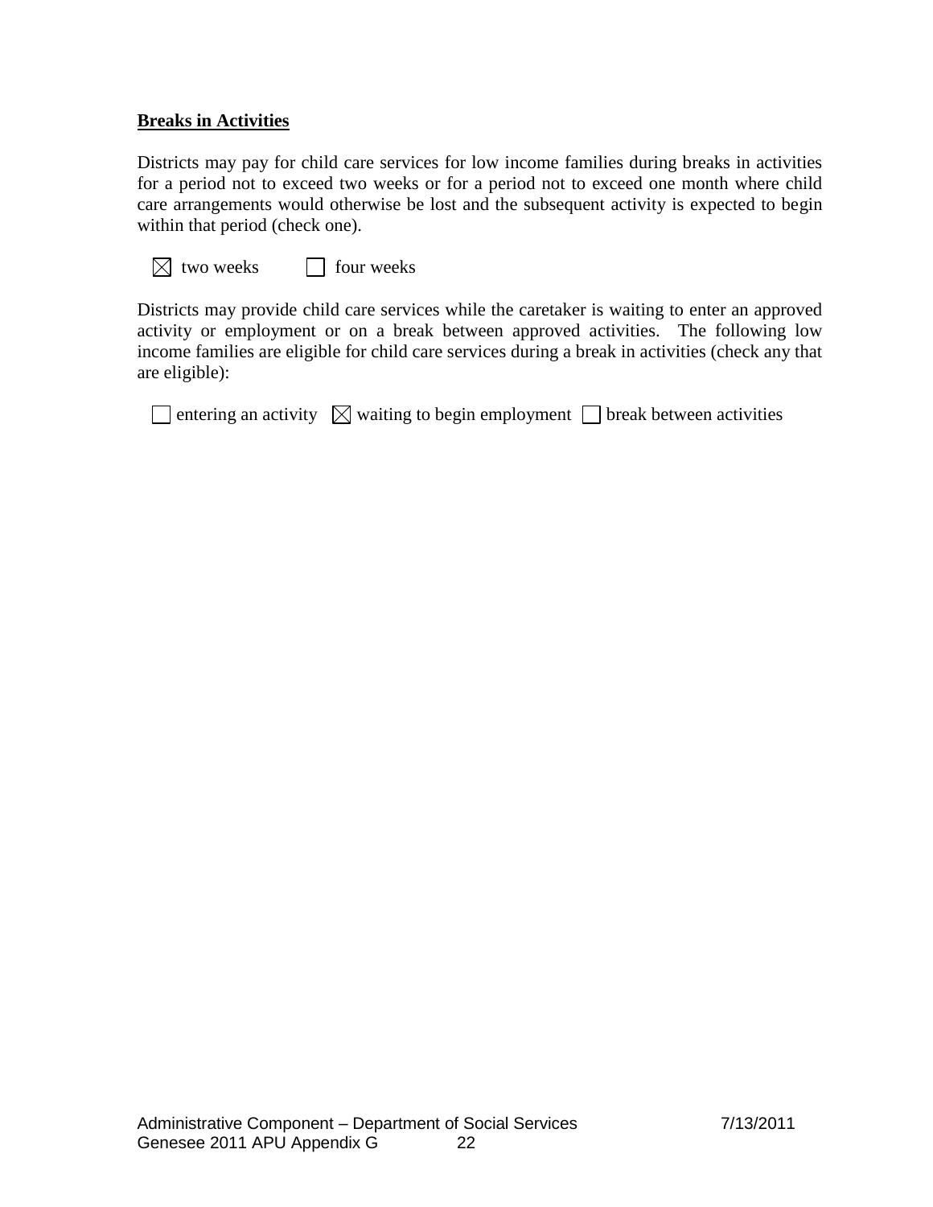**Breaks in Activities**

Districts may pay for child care services for low income families during breaks in activities for a period not to exceed two weeks or for a period not to exceed one month where child care arrangements would otherwise be lost and the subsequent activity is expected to begin within that period (check one).

☒ two weeks ☐ four weeks

Districts may provide child care services while the caretaker is waiting to enter an approved activity or employment or on a break between approved activities. The following low income families are eligible for child care services during a break in activities (check any that are eligible):

☐ entering an activity ☒ waiting to begin employment ☐ break between activities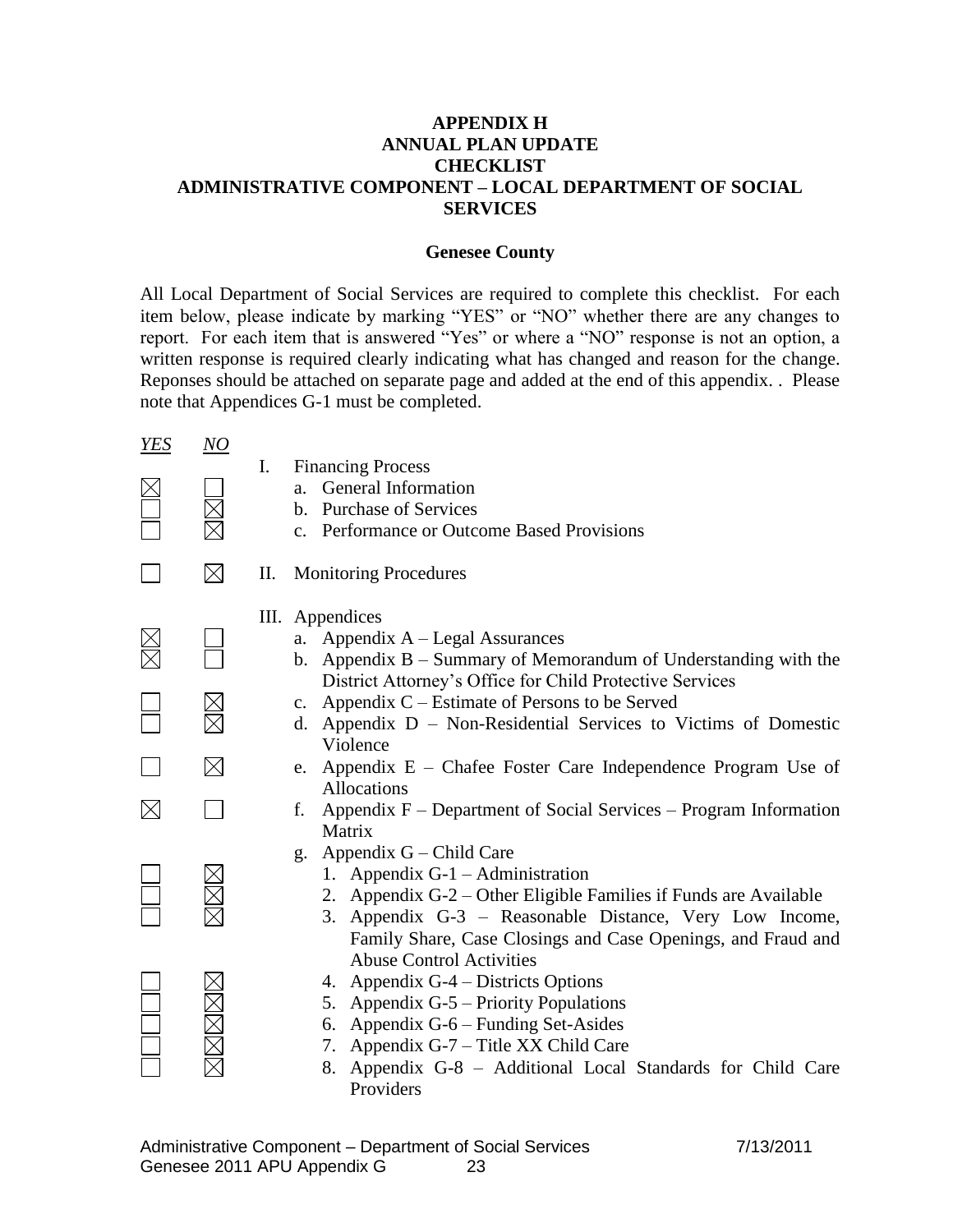## APPENDIX H
## ANNUAL PLAN UPDATE
## CHECKLIST
## ADMINISTRATIVE COMPONENT – LOCAL DEPARTMENT OF SOCIAL SERVICES

**Genesee County**

All Local Department of Social Services are required to complete this checklist. For each item below, please indicate by marking "YES" or "NO" whether there are any changes to report. For each item that is answered "Yes" or where a "NO" response is not an option, a written response is required clearly indicating what has changed and reason for the change. Reponses should be attached on separate page and added at the end of this appendix. . Please note that Appendices G-1 must be completed.

| *YES* | *NO* | Item |
|---|---|---|
| | | I. Financing Process |
| ☒ | ☐ | a. General Information |
| ☐ | ☒ | b. Purchase of Services |
| ☐ | ☒ | c. Performance or Outcome Based Provisions |
| ☐ | ☒ | II. Monitoring Procedures |
| | | III. Appendices |
| ☒ | ☐ | a. Appendix A – Legal Assurances |
| ☒ | ☐ | b. Appendix B – Summary of Memorandum of Understanding with the District Attorney's Office for Child Protective Services |
| ☐ | ☒ | c. Appendix C – Estimate of Persons to be Served |
| ☐ | ☒ | d. Appendix D – Non-Residential Services to Victims of Domestic Violence |
| ☐ | ☒ | e. Appendix E – Chafee Foster Care Independence Program Use of Allocations |
| ☒ | ☐ | f. Appendix F – Department of Social Services – Program Information Matrix |
| | | g. Appendix G – Child Care |
| ☐ | ☒ | 1. Appendix G-1 – Administration |
| ☐ | ☒ | 2. Appendix G-2 – Other Eligible Families if Funds are Available |
| ☐ | ☒ | 3. Appendix G-3 – Reasonable Distance, Very Low Income, Family Share, Case Closings and Case Openings, and Fraud and Abuse Control Activities |
| ☐ | ☒ | 4. Appendix G-4 – Districts Options |
| ☐ | ☒ | 5. Appendix G-5 – Priority Populations |
| ☐ | ☒ | 6. Appendix G-6 – Funding Set-Asides |
| ☐ | ☒ | 7. Appendix G-7 – Title XX Child Care |
| ☐ | ☒ | 8. Appendix G-8 – Additional Local Standards for Child Care Providers |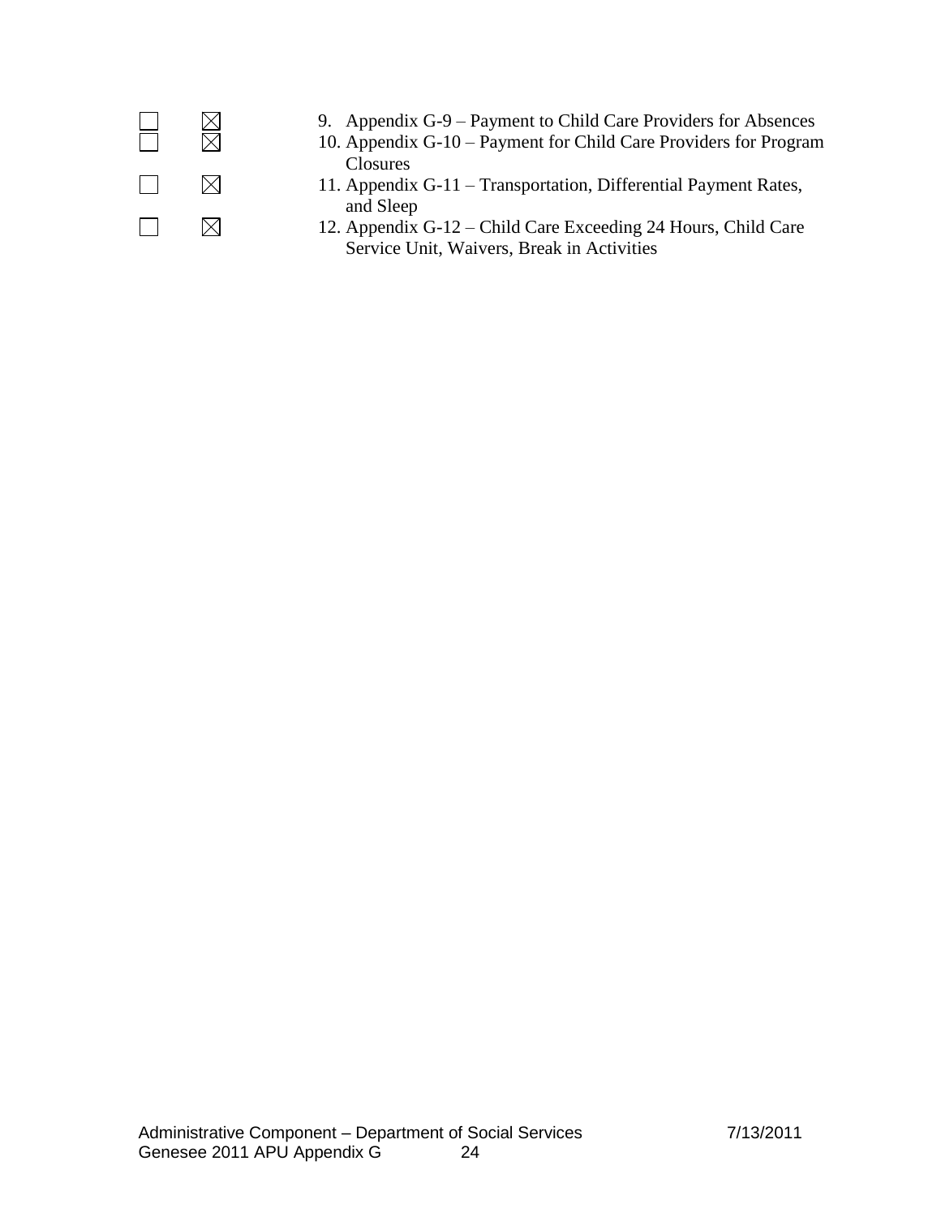| | | |
|---|---|---|
| ☐ | ☒ | 9. Appendix G-9 – Payment to Child Care Providers for Absences |
| ☐ | ☒ | 10. Appendix G-10 – Payment for Child Care Providers for Program Closures |
| ☐ | ☒ | 11. Appendix G-11 – Transportation, Differential Payment Rates, and Sleep |
| ☐ | ☒ | 12. Appendix G-12 – Child Care Exceeding 24 Hours, Child Care Service Unit, Waivers, Break in Activities |